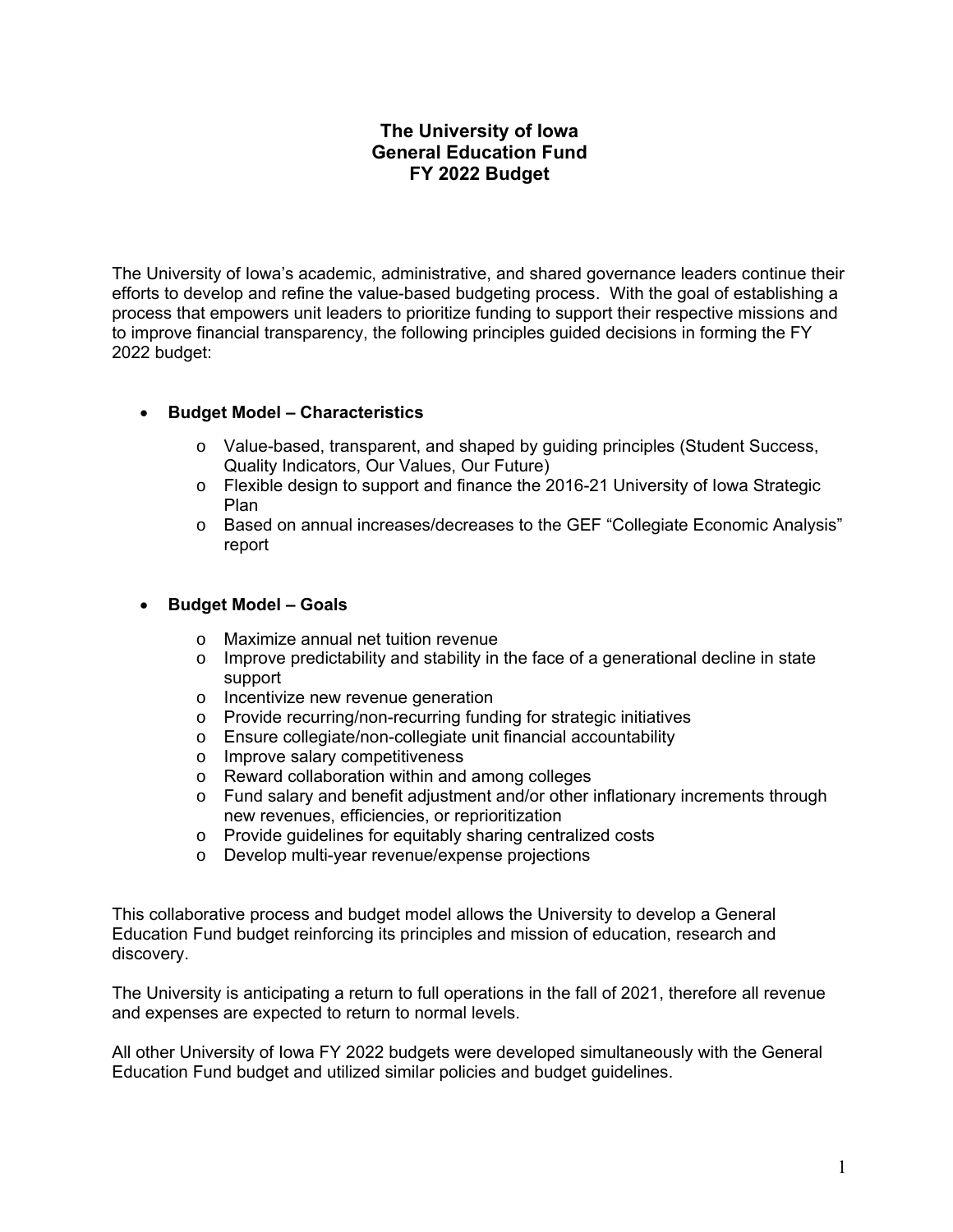# The University of Iowa
# General Education Fund
# FY 2022 Budget

The University of Iowa's academic, administrative, and shared governance leaders continue their efforts to develop and refine the value-based budgeting process. With the goal of establishing a process that empowers unit leaders to prioritize funding to support their respective missions and to improve financial transparency, the following principles guided decisions in forming the FY 2022 budget:

- **Budget Model – Characteristics**
  - Value-based, transparent, and shaped by guiding principles (Student Success, Quality Indicators, Our Values, Our Future)
  - Flexible design to support and finance the 2016-21 University of Iowa Strategic Plan
  - Based on annual increases/decreases to the GEF "Collegiate Economic Analysis" report

- **Budget Model – Goals**
  - Maximize annual net tuition revenue
  - Improve predictability and stability in the face of a generational decline in state support
  - Incentivize new revenue generation
  - Provide recurring/non-recurring funding for strategic initiatives
  - Ensure collegiate/non-collegiate unit financial accountability
  - Improve salary competitiveness
  - Reward collaboration within and among colleges
  - Fund salary and benefit adjustment and/or other inflationary increments through new revenues, efficiencies, or reprioritization
  - Provide guidelines for equitably sharing centralized costs
  - Develop multi-year revenue/expense projections

This collaborative process and budget model allows the University to develop a General Education Fund budget reinforcing its principles and mission of education, research and discovery.

The University is anticipating a return to full operations in the fall of 2021, therefore all revenue and expenses are expected to return to normal levels.

All other University of Iowa FY 2022 budgets were developed simultaneously with the General Education Fund budget and utilized similar policies and budget guidelines.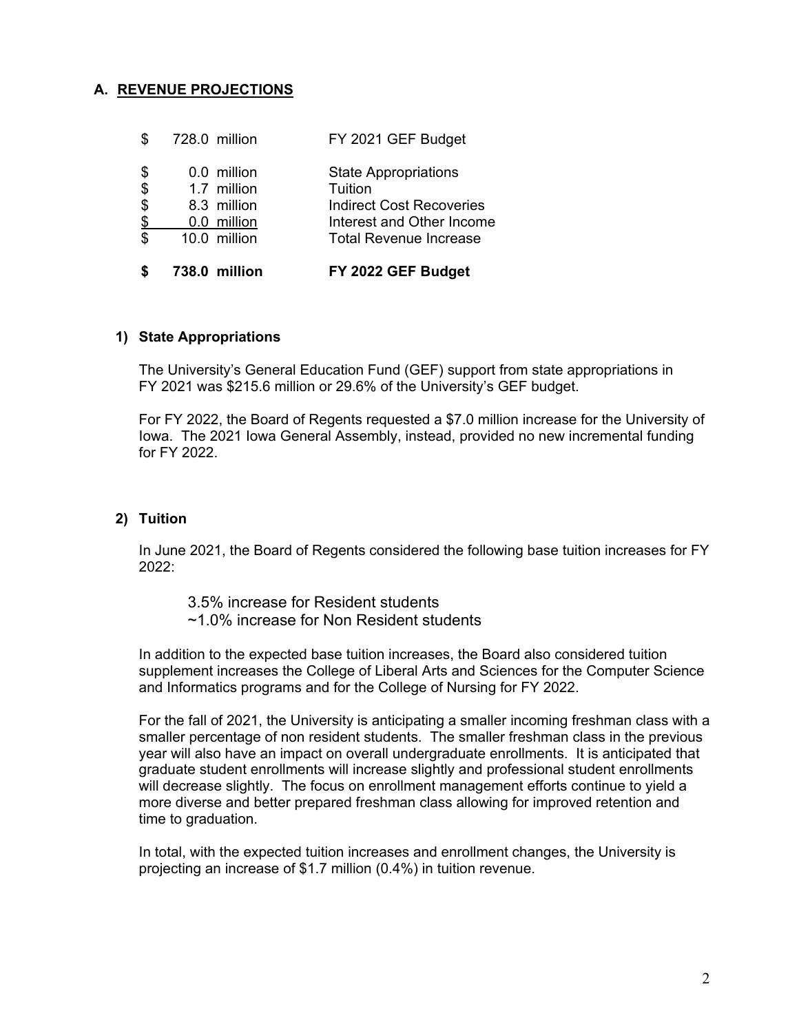## A. REVENUE PROJECTIONS

| | | |
|---|---|---|
| $ | 728.0 million | FY 2021 GEF Budget |
| $ | 0.0 million | State Appropriations |
| $ | 1.7 million | Tuition |
| $ | 8.3 million | Indirect Cost Recoveries |
| $ | 0.0 million | Interest and Other Income |
| $ | 10.0 million | Total Revenue Increase |
| **$** | **738.0 million** | **FY 2022 GEF Budget** |

### 1) State Appropriations

The University's General Education Fund (GEF) support from state appropriations in FY 2021 was $215.6 million or 29.6% of the University's GEF budget.

For FY 2022, the Board of Regents requested a $7.0 million increase for the University of Iowa. The 2021 Iowa General Assembly, instead, provided no new incremental funding for FY 2022.

### 2) Tuition

In June 2021, the Board of Regents considered the following base tuition increases for FY 2022:

3.5% increase for Resident students
~1.0% increase for Non Resident students

In addition to the expected base tuition increases, the Board also considered tuition supplement increases the College of Liberal Arts and Sciences for the Computer Science and Informatics programs and for the College of Nursing for FY 2022.

For the fall of 2021, the University is anticipating a smaller incoming freshman class with a smaller percentage of non resident students. The smaller freshman class in the previous year will also have an impact on overall undergraduate enrollments. It is anticipated that graduate student enrollments will increase slightly and professional student enrollments will decrease slightly. The focus on enrollment management efforts continue to yield a more diverse and better prepared freshman class allowing for improved retention and time to graduation.

In total, with the expected tuition increases and enrollment changes, the University is projecting an increase of $1.7 million (0.4%) in tuition revenue.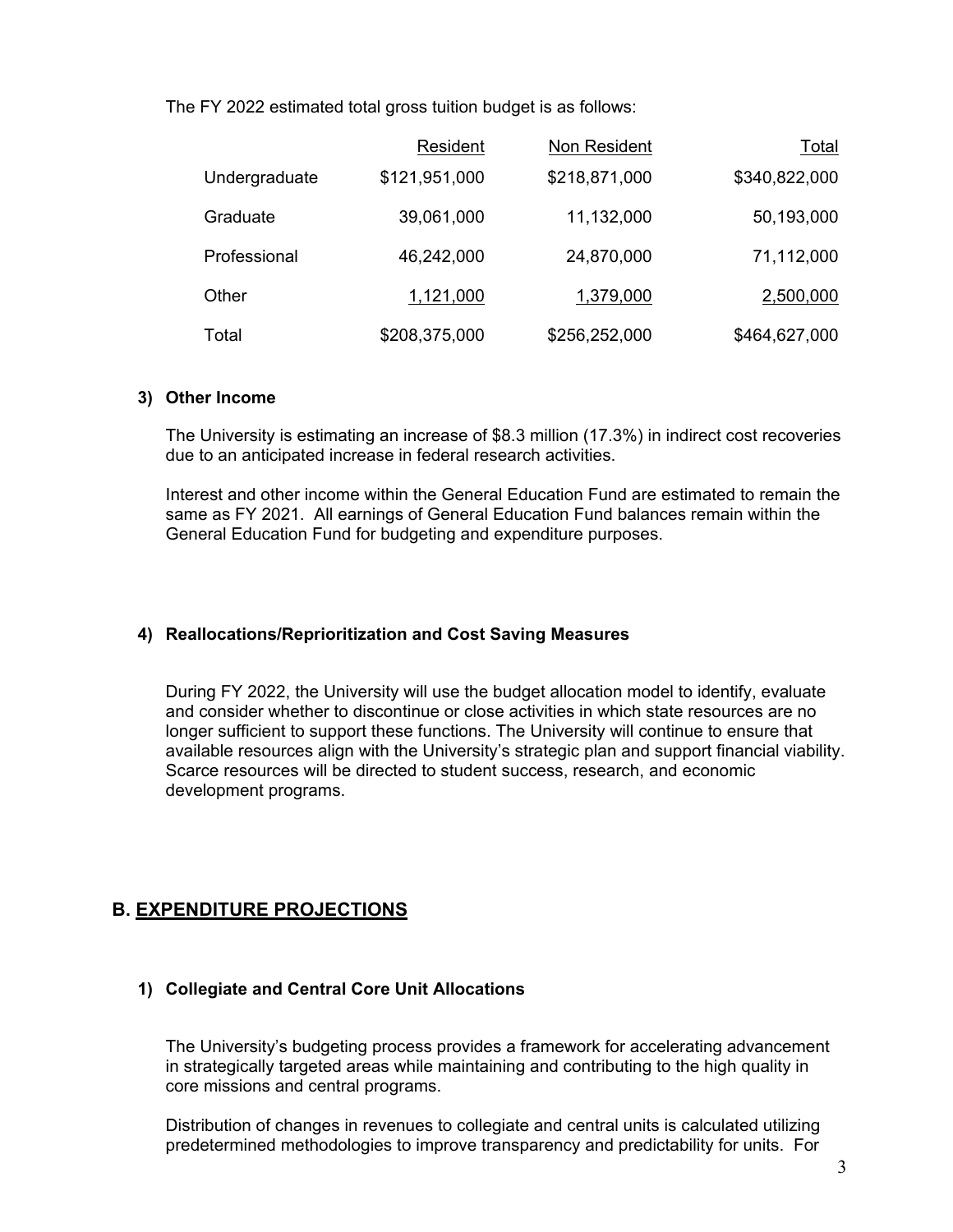The FY 2022 estimated total gross tuition budget is as follows:

| | Resident | Non Resident | Total |
|---|---|---|---|
| Undergraduate | $121,951,000 | $218,871,000 | $340,822,000 |
| Graduate | 39,061,000 | 11,132,000 | 50,193,000 |
| Professional | 46,242,000 | 24,870,000 | 71,112,000 |
| Other | 1,121,000 | 1,379,000 | 2,500,000 |
| Total | $208,375,000 | $256,252,000 | $464,627,000 |

### 3) Other Income

The University is estimating an increase of $8.3 million (17.3%) in indirect cost recoveries due to an anticipated increase in federal research activities.

Interest and other income within the General Education Fund are estimated to remain the same as FY 2021. All earnings of General Education Fund balances remain within the General Education Fund for budgeting and expenditure purposes.

### 4) Reallocations/Reprioritization and Cost Saving Measures

During FY 2022, the University will use the budget allocation model to identify, evaluate and consider whether to discontinue or close activities in which state resources are no longer sufficient to support these functions. The University will continue to ensure that available resources align with the University's strategic plan and support financial viability. Scarce resources will be directed to student success, research, and economic development programs.

## B. EXPENDITURE PROJECTIONS

### 1) Collegiate and Central Core Unit Allocations

The University's budgeting process provides a framework for accelerating advancement in strategically targeted areas while maintaining and contributing to the high quality in core missions and central programs.

Distribution of changes in revenues to collegiate and central units is calculated utilizing predetermined methodologies to improve transparency and predictability for units. For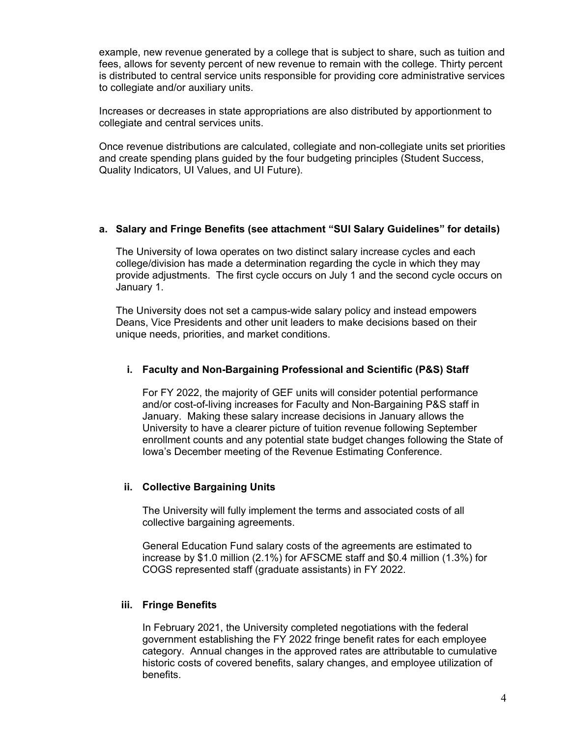example, new revenue generated by a college that is subject to share, such as tuition and fees, allows for seventy percent of new revenue to remain with the college. Thirty percent is distributed to central service units responsible for providing core administrative services to collegiate and/or auxiliary units.

Increases or decreases in state appropriations are also distributed by apportionment to collegiate and central services units.

Once revenue distributions are calculated, collegiate and non-collegiate units set priorities and create spending plans guided by the four budgeting principles (Student Success, Quality Indicators, UI Values, and UI Future).

### a. Salary and Fringe Benefits (see attachment "SUI Salary Guidelines" for details)

The University of Iowa operates on two distinct salary increase cycles and each college/division has made a determination regarding the cycle in which they may provide adjustments. The first cycle occurs on July 1 and the second cycle occurs on January 1.

The University does not set a campus-wide salary policy and instead empowers Deans, Vice Presidents and other unit leaders to make decisions based on their unique needs, priorities, and market conditions.

#### i. Faculty and Non-Bargaining Professional and Scientific (P&S) Staff

For FY 2022, the majority of GEF units will consider potential performance and/or cost-of-living increases for Faculty and Non-Bargaining P&S staff in January. Making these salary increase decisions in January allows the University to have a clearer picture of tuition revenue following September enrollment counts and any potential state budget changes following the State of Iowa's December meeting of the Revenue Estimating Conference.

#### ii. Collective Bargaining Units

The University will fully implement the terms and associated costs of all collective bargaining agreements.

General Education Fund salary costs of the agreements are estimated to increase by $1.0 million (2.1%) for AFSCME staff and $0.4 million (1.3%) for COGS represented staff (graduate assistants) in FY 2022.

#### iii. Fringe Benefits

In February 2021, the University completed negotiations with the federal government establishing the FY 2022 fringe benefit rates for each employee category. Annual changes in the approved rates are attributable to cumulative historic costs of covered benefits, salary changes, and employee utilization of benefits.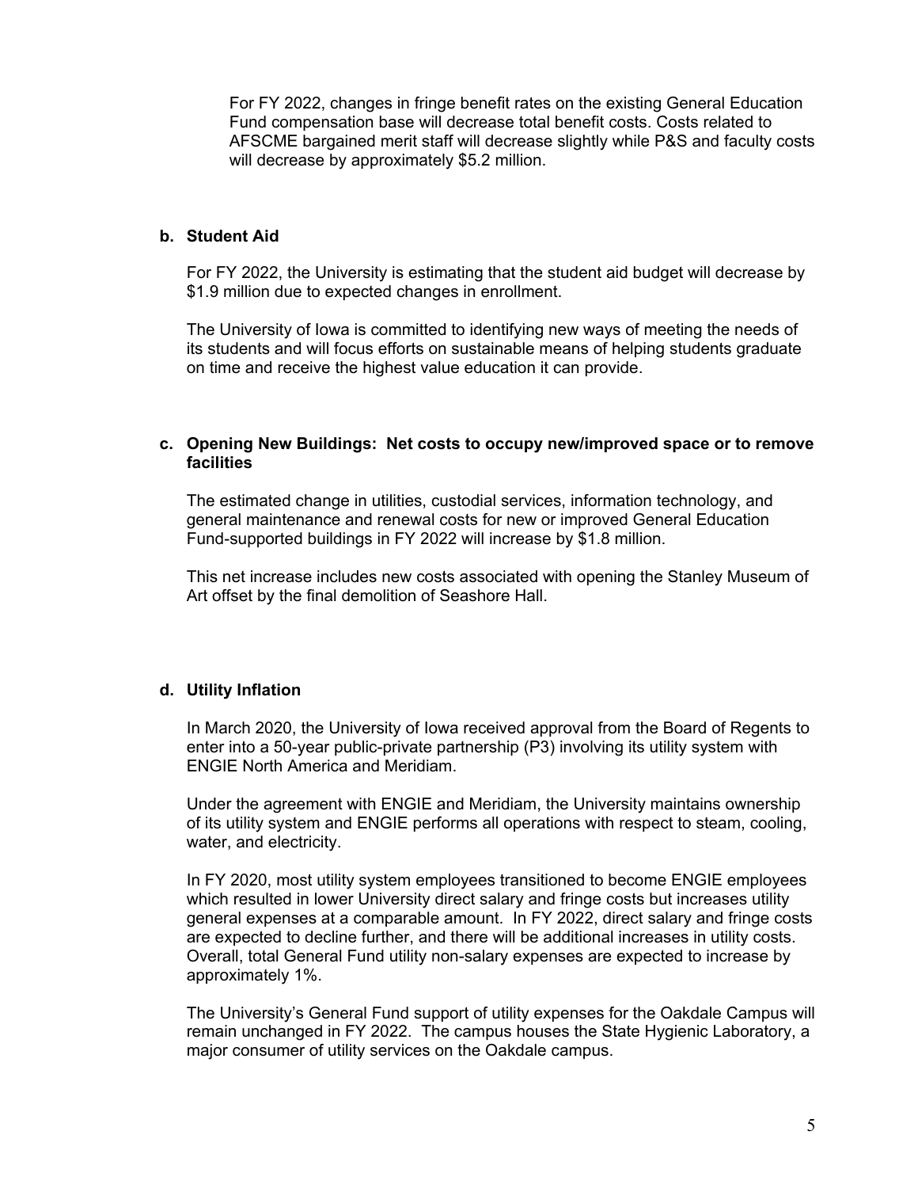For FY 2022, changes in fringe benefit rates on the existing General Education Fund compensation base will decrease total benefit costs. Costs related to AFSCME bargained merit staff will decrease slightly while P&S and faculty costs will decrease by approximately $5.2 million.

**b. Student Aid**

For FY 2022, the University is estimating that the student aid budget will decrease by $1.9 million due to expected changes in enrollment.

The University of Iowa is committed to identifying new ways of meeting the needs of its students and will focus efforts on sustainable means of helping students graduate on time and receive the highest value education it can provide.

**c. Opening New Buildings: Net costs to occupy new/improved space or to remove facilities**

The estimated change in utilities, custodial services, information technology, and general maintenance and renewal costs for new or improved General Education Fund-supported buildings in FY 2022 will increase by $1.8 million.

This net increase includes new costs associated with opening the Stanley Museum of Art offset by the final demolition of Seashore Hall.

**d. Utility Inflation**

In March 2020, the University of Iowa received approval from the Board of Regents to enter into a 50-year public-private partnership (P3) involving its utility system with ENGIE North America and Meridiam.

Under the agreement with ENGIE and Meridiam, the University maintains ownership of its utility system and ENGIE performs all operations with respect to steam, cooling, water, and electricity.

In FY 2020, most utility system employees transitioned to become ENGIE employees which resulted in lower University direct salary and fringe costs but increases utility general expenses at a comparable amount. In FY 2022, direct salary and fringe costs are expected to decline further, and there will be additional increases in utility costs. Overall, total General Fund utility non-salary expenses are expected to increase by approximately 1%.

The University's General Fund support of utility expenses for the Oakdale Campus will remain unchanged in FY 2022. The campus houses the State Hygienic Laboratory, a major consumer of utility services on the Oakdale campus.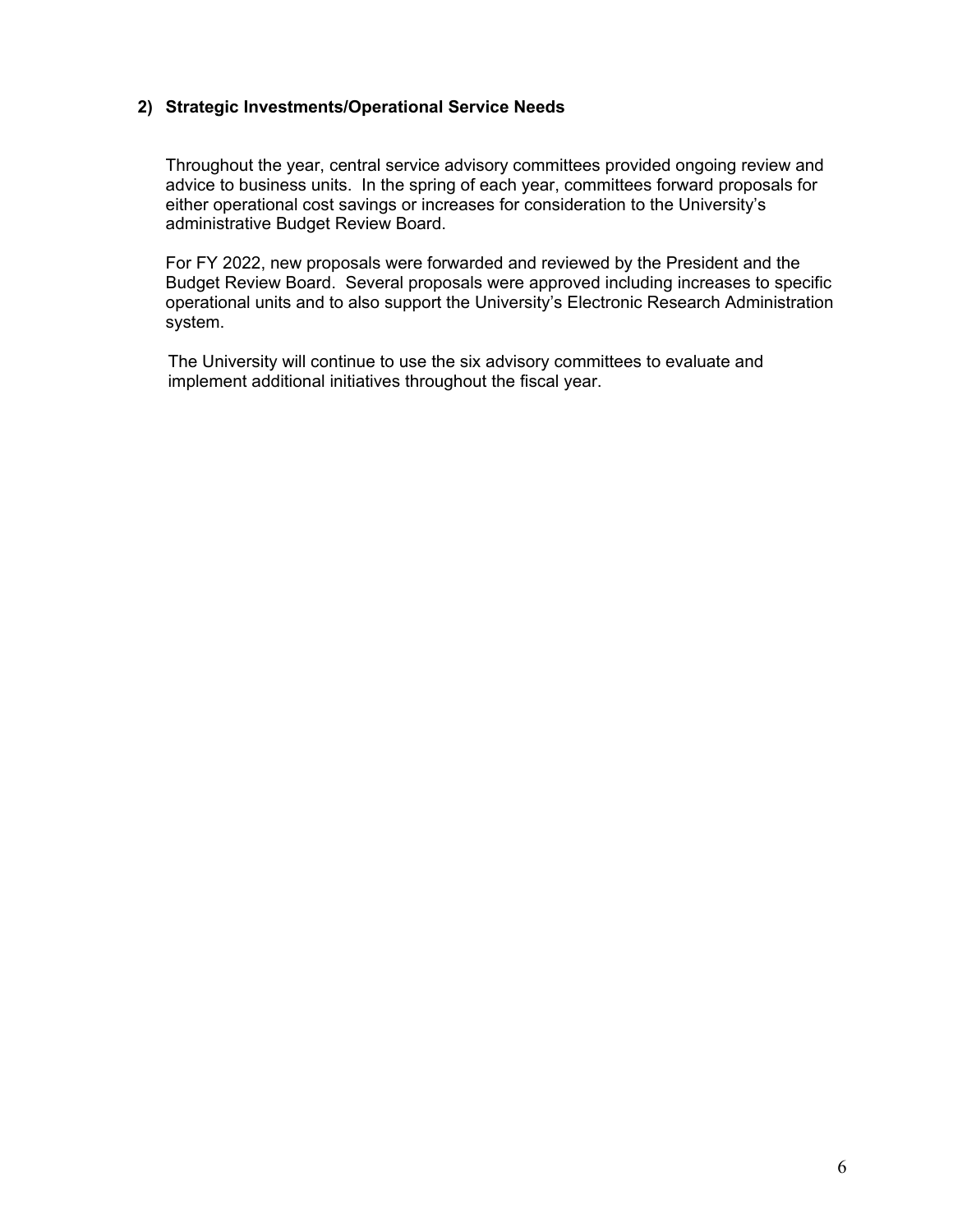## 2) Strategic Investments/Operational Service Needs

Throughout the year, central service advisory committees provided ongoing review and advice to business units. In the spring of each year, committees forward proposals for either operational cost savings or increases for consideration to the University's administrative Budget Review Board.

For FY 2022, new proposals were forwarded and reviewed by the President and the Budget Review Board. Several proposals were approved including increases to specific operational units and to also support the University's Electronic Research Administration system.

The University will continue to use the six advisory committees to evaluate and implement additional initiatives throughout the fiscal year.